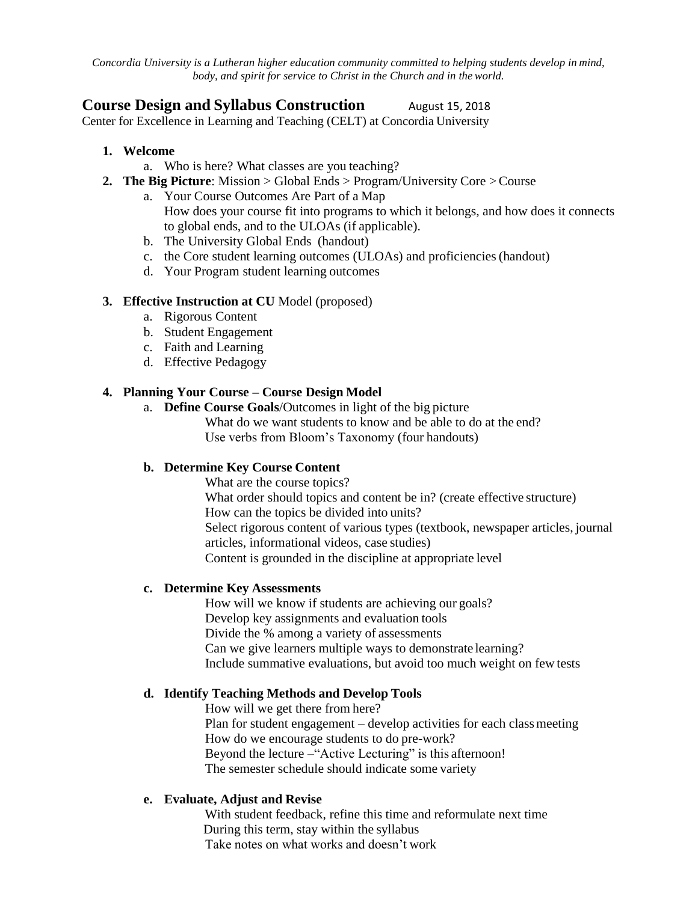*Concordia University is a Lutheran higher education community committed to helping students develop in mind, body, and spirit for service to Christ in the Church and in the world.*

# Course Design and Syllabus Construction August 15, 2018

Center for Excellence in Learning and Teaching (CELT) at Concordia University

1. **Welcome**
   a. Who is here? What classes are you teaching?
2. **The Big Picture**: Mission > Global Ends > Program/University Core > Course
   a. Your Course Outcomes Are Part of a Map
      How does your course fit into programs to which it belongs, and how does it connects to global ends, and to the ULOAs (if applicable).
   b. The University Global Ends (handout)
   c. the Core student learning outcomes (ULOAs) and proficiencies (handout)
   d. Your Program student learning outcomes

3. **Effective Instruction at CU** Model (proposed)
   a. Rigorous Content
   b. Student Engagement
   c. Faith and Learning
   d. Effective Pedagogy

4. **Planning Your Course – Course Design Model**
   a. **Define Course Goals**/Outcomes in light of the big picture
      What do we want students to know and be able to do at the end?
      Use verbs from Bloom's Taxonomy (four handouts)

   **b. Determine Key Course Content**
      What are the course topics?
      What order should topics and content be in? (create effective structure)
      How can the topics be divided into units?
      Select rigorous content of various types (textbook, newspaper articles, journal articles, informational videos, case studies)
      Content is grounded in the discipline at appropriate level

   **c. Determine Key Assessments**
      How will we know if students are achieving our goals?
      Develop key assignments and evaluation tools
      Divide the % among a variety of assessments
      Can we give learners multiple ways to demonstrate learning?
      Include summative evaluations, but avoid too much weight on few tests

   **d. Identify Teaching Methods and Develop Tools**
      How will we get there from here?
      Plan for student engagement – develop activities for each class meeting
      How do we encourage students to do pre-work?
      Beyond the lecture –"Active Lecturing" is this afternoon!
      The semester schedule should indicate some variety

   **e. Evaluate, Adjust and Revise**
      With student feedback, refine this time and reformulate next time
      During this term, stay within the syllabus
      Take notes on what works and doesn't work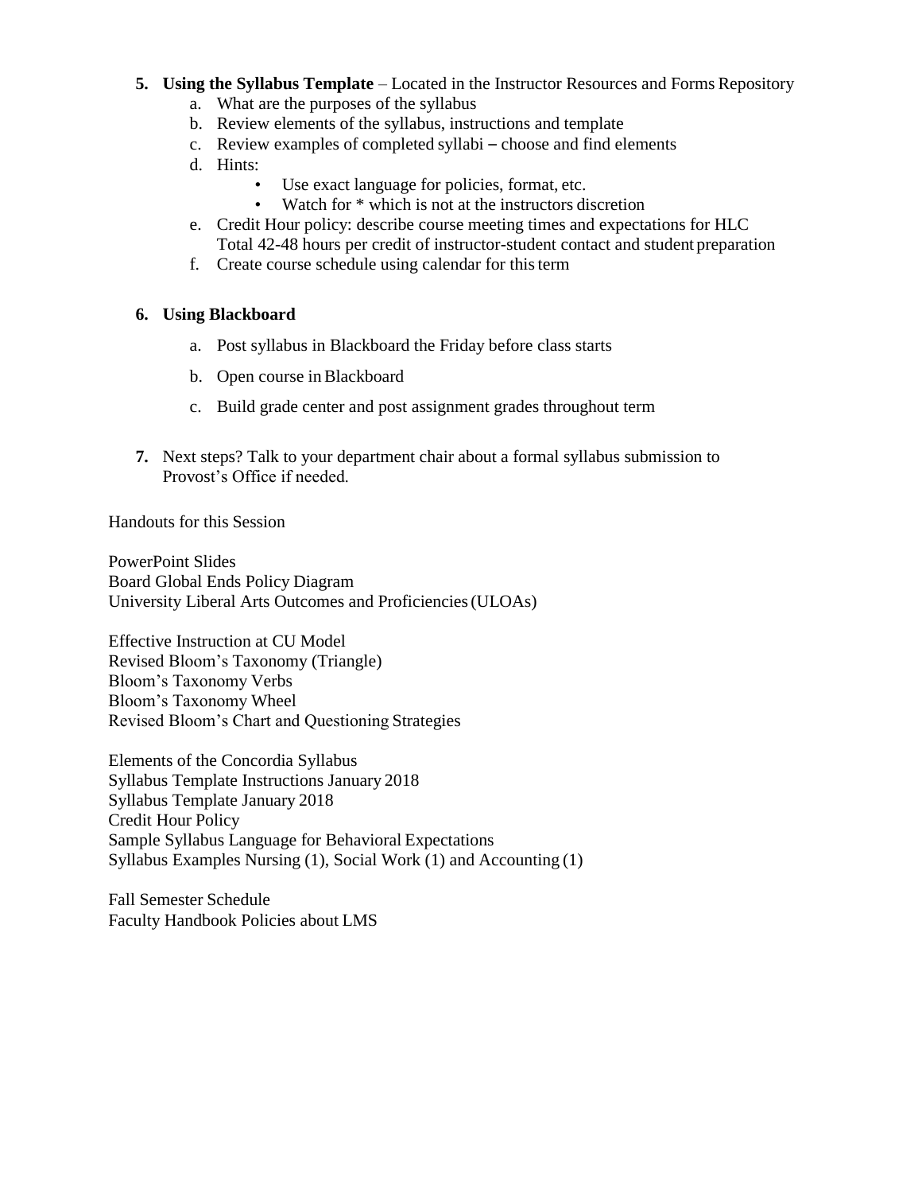5. **Using the Syllabus Template** – Located in the Instructor Resources and Forms Repository
    a. What are the purposes of the syllabus
    b. Review elements of the syllabus, instructions and template
    c. Review examples of completed syllabi – choose and find elements
    d. Hints:
        - Use exact language for policies, format, etc.
        - Watch for * which is not at the instructors discretion
    e. Credit Hour policy: describe course meeting times and expectations for HLC Total 42-48 hours per credit of instructor-student contact and student preparation
    f. Create course schedule using calendar for this term

6. **Using Blackboard**
    a. Post syllabus in Blackboard the Friday before class starts
    b. Open course in Blackboard
    c. Build grade center and post assignment grades throughout term

7. Next steps? Talk to your department chair about a formal syllabus submission to Provost's Office if needed.

Handouts for this Session

PowerPoint Slides
Board Global Ends Policy Diagram
University Liberal Arts Outcomes and Proficiencies (ULOAs)

Effective Instruction at CU Model
Revised Bloom's Taxonomy (Triangle)
Bloom's Taxonomy Verbs
Bloom's Taxonomy Wheel
Revised Bloom's Chart and Questioning Strategies

Elements of the Concordia Syllabus
Syllabus Template Instructions January 2018
Syllabus Template January 2018
Credit Hour Policy
Sample Syllabus Language for Behavioral Expectations
Syllabus Examples Nursing (1), Social Work (1) and Accounting (1)

Fall Semester Schedule
Faculty Handbook Policies about LMS